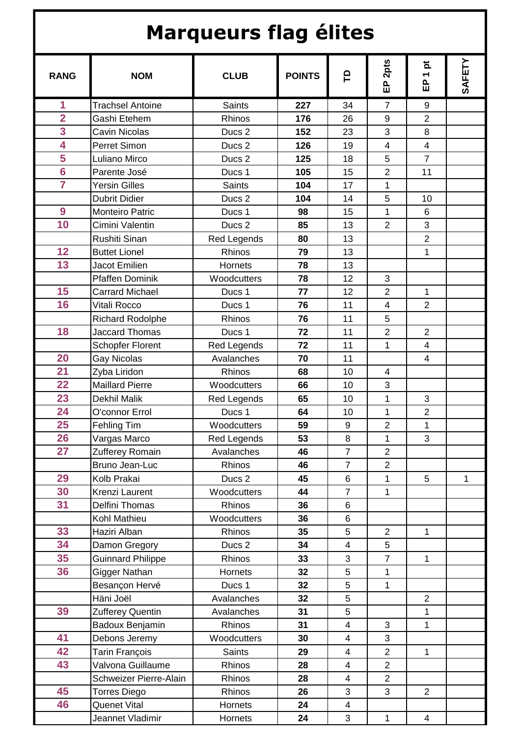# Marqueurs flag élites

| RANG | NOM | CLUB | POINTS | TD | EP 2pts | EP 1 pt | SAFETY |
|---|---|---|---|---|---|---|---|
| 1 | Trachsel Antoine | Saints | **227** | 34 | 7 | 9 | |
| 2 | Gashi Etehem | Rhinos | **176** | 26 | 9 | 2 | |
| 3 | Cavin Nicolas | Ducs 2 | **152** | 23 | 3 | 8 | |
| 4 | Perret Simon | Ducs 2 | **126** | 19 | 4 | 4 | |
| 5 | Luliano Mirco | Ducs 2 | **125** | 18 | 5 | 7 | |
| 6 | Parente José | Ducs 1 | **105** | 15 | 2 | 11 | |
| 7 | Yersin Gilles | Saints | **104** | 17 | 1 | | |
| | Dubrit Didier | Ducs 2 | **104** | 14 | 5 | 10 | |
| 9 | Monteiro Patric | Ducs 1 | **98** | 15 | 1 | 6 | |
| 10 | Cimini Valentin | Ducs 2 | **85** | 13 | 2 | 3 | |
| | Rushiti Sinan | Red Legends | **80** | 13 | | 2 | |
| 12 | Buttet Lionel | Rhinos | **79** | 13 | | 1 | |
| 13 | Jacot Emilien | Hornets | **78** | 13 | | | |
| | Pfaffen Dominik | Woodcutters | **78** | 12 | 3 | | |
| 15 | Carrard Michael | Ducs 1 | **77** | 12 | 2 | 1 | |
| 16 | Vitali Rocco | Ducs 1 | **76** | 11 | 4 | 2 | |
| | Richard Rodolphe | Rhinos | **76** | 11 | 5 | | |
| 18 | Jaccard Thomas | Ducs 1 | **72** | 11 | 2 | 2 | |
| | Schopfer Florent | Red Legends | **72** | 11 | 1 | 4 | |
| 20 | Gay Nicolas | Avalanches | **70** | 11 | | 4 | |
| 21 | Zyba Liridon | Rhinos | **68** | 10 | 4 | | |
| 22 | Maillard Pierre | Woodcutters | **66** | 10 | 3 | | |
| 23 | Dekhil Malik | Red Legends | **65** | 10 | 1 | 3 | |
| 24 | O'connor Errol | Ducs 1 | **64** | 10 | 1 | 2 | |
| 25 | Fehling Tim | Woodcutters | **59** | 9 | 2 | 1 | |
| 26 | Vargas Marco | Red Legends | **53** | 8 | 1 | 3 | |
| 27 | Zufferey Romain | Avalanches | **46** | 7 | 2 | | |
| | Bruno Jean-Luc | Rhinos | **46** | 7 | 2 | | |
| 29 | Kolb Prakai | Ducs 2 | **45** | 6 | 1 | 5 | 1 |
| 30 | Krenzi Laurent | Woodcutters | **44** | 7 | 1 | | |
| 31 | Delfini Thomas | Rhinos | **36** | 6 | | | |
| | Kohl Mathieu | Woodcutters | **36** | 6 | | | |
| 33 | Haziri Alban | Rhinos | **35** | 5 | 2 | 1 | |
| 34 | Damon Gregory | Ducs 2 | **34** | 4 | 5 | | |
| 35 | Guinnard Philippe | Rhinos | **33** | 3 | 7 | 1 | |
| 36 | Gigger Nathan | Hornets | **32** | 5 | 1 | | |
| | Besançon Hervé | Ducs 1 | **32** | 5 | 1 | | |
| | Häni Joël | Avalanches | **32** | 5 | | 2 | |
| 39 | Zufferey Quentin | Avalanches | **31** | 5 | | 1 | |
| | Badoux Benjamin | Rhinos | **31** | 4 | 3 | 1 | |
| 41 | Debons Jeremy | Woodcutters | **30** | 4 | 3 | | |
| 42 | Tarin François | Saints | **29** | 4 | 2 | 1 | |
| 43 | Valvona Guillaume | Rhinos | **28** | 4 | 2 | | |
| | Schweizer Pierre-Alain | Rhinos | **28** | 4 | 2 | | |
| 45 | Torres Diego | Rhinos | **26** | 3 | 3 | 2 | |
| 46 | Quenet Vital | Hornets | **24** | 4 | | | |
| | Jeannet Vladimir | Hornets | **24** | 3 | 1 | 4 | |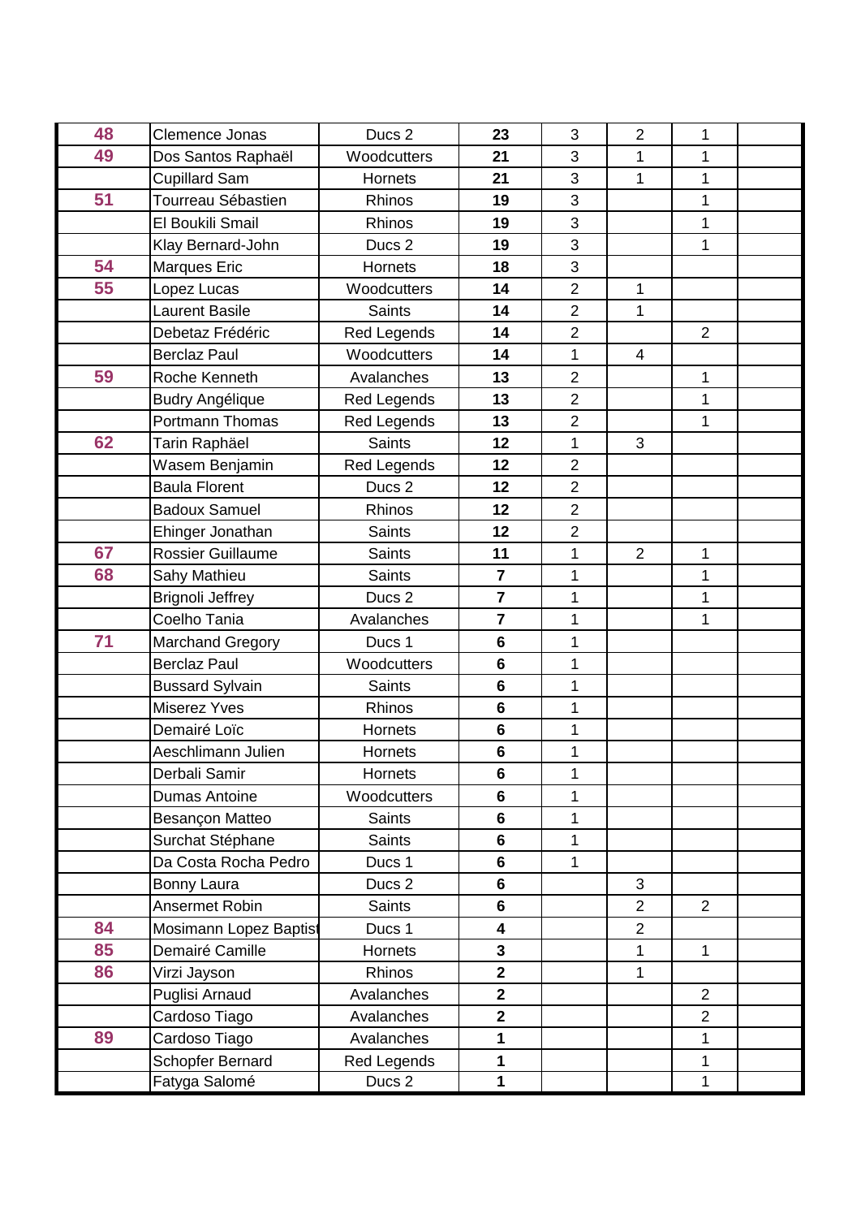| | | | | | | | |
|---|---|---|---|---|---|---|---|
| 48 | Clemence Jonas | Ducs 2 | **23** | 3 | 2 | 1 | |
| 49 | Dos Santos Raphaël | Woodcutters | **21** | 3 | 1 | 1 | |
| | Cupillard Sam | Hornets | **21** | 3 | 1 | 1 | |
| 51 | Tourreau Sébastien | Rhinos | **19** | 3 | | 1 | |
| | El Boukili Smail | Rhinos | **19** | 3 | | 1 | |
| | Klay Bernard-John | Ducs 2 | **19** | 3 | | 1 | |
| 54 | Marques Eric | Hornets | **18** | 3 | | | |
| 55 | Lopez Lucas | Woodcutters | **14** | 2 | 1 | | |
| | Laurent Basile | Saints | **14** | 2 | 1 | | |
| | Debetaz Frédéric | Red Legends | **14** | 2 | | 2 | |
| | Berclaz Paul | Woodcutters | **14** | 1 | 4 | | |
| 59 | Roche Kenneth | Avalanches | **13** | 2 | | 1 | |
| | Budry Angélique | Red Legends | **13** | 2 | | 1 | |
| | Portmann Thomas | Red Legends | **13** | 2 | | 1 | |
| 62 | Tarin Raphäel | Saints | **12** | 1 | 3 | | |
| | Wasem Benjamin | Red Legends | **12** | 2 | | | |
| | Baula Florent | Ducs 2 | **12** | 2 | | | |
| | Badoux Samuel | Rhinos | **12** | 2 | | | |
| | Ehinger Jonathan | Saints | **12** | 2 | | | |
| 67 | Rossier Guillaume | Saints | **11** | 1 | 2 | 1 | |
| 68 | Sahy Mathieu | Saints | **7** | 1 | | 1 | |
| | Brignoli Jeffrey | Ducs 2 | **7** | 1 | | 1 | |
| | Coelho Tania | Avalanches | **7** | 1 | | 1 | |
| 71 | Marchand Gregory | Ducs 1 | **6** | 1 | | | |
| | Berclaz Paul | Woodcutters | **6** | 1 | | | |
| | Bussard Sylvain | Saints | **6** | 1 | | | |
| | Miserez Yves | Rhinos | **6** | 1 | | | |
| | Demairé Loïc | Hornets | **6** | 1 | | | |
| | Aeschlimann Julien | Hornets | **6** | 1 | | | |
| | Derbali Samir | Hornets | **6** | 1 | | | |
| | Dumas Antoine | Woodcutters | **6** | 1 | | | |
| | Besançon Matteo | Saints | **6** | 1 | | | |
| | Surchat Stéphane | Saints | **6** | 1 | | | |
| | Da Costa Rocha Pedro | Ducs 1 | **6** | 1 | | | |
| | Bonny Laura | Ducs 2 | **6** | | 3 | | |
| | Ansermet Robin | Saints | **6** | | 2 | 2 | |
| 84 | Mosimann Lopez Baptist | Ducs 1 | **4** | | 2 | | |
| 85 | Demairé Camille | Hornets | **3** | | 1 | 1 | |
| 86 | Virzi Jayson | Rhinos | **2** | | 1 | | |
| | Puglisi Arnaud | Avalanches | **2** | | | 2 | |
| | Cardoso Tiago | Avalanches | **2** | | | 2 | |
| 89 | Cardoso Tiago | Avalanches | **1** | | | 1 | |
| | Schopfer Bernard | Red Legends | **1** | | | 1 | |
| | Fatyga Salomé | Ducs 2 | **1** | | | 1 | |